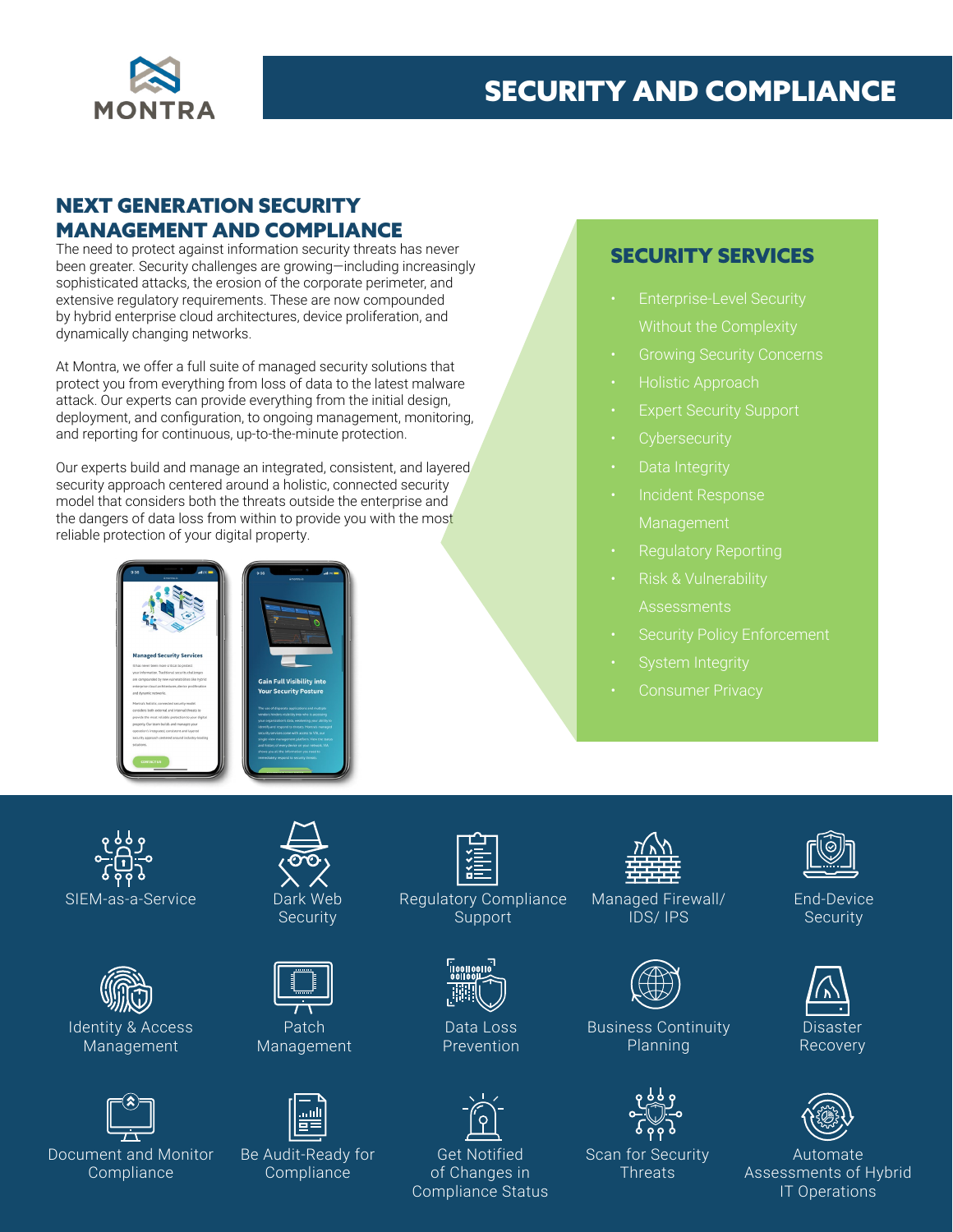MONTRA

# SECURITY AND COMPLIANCE

## NEXT GENERATION SECURITY MANAGEMENT AND COMPLIANCE

The need to protect against information security threats has never been greater. Security challenges are growing—including increasingly sophisticated attacks, the erosion of the corporate perimeter, and extensive regulatory requirements. These are now compounded by hybrid enterprise cloud architectures, device proliferation, and dynamically changing networks.

At Montra, we offer a full suite of managed security solutions that protect you from everything from loss of data to the latest malware attack. Our experts can provide everything from the initial design, deployment, and configuration, to ongoing management, monitoring, and reporting for continuous, up-to-the-minute protection.

Our experts build and manage an integrated, consistent, and layered security approach centered around a holistic, connected security model that considers both the threats outside the enterprise and the dangers of data loss from within to provide you with the most reliable protection of your digital property.

## SECURITY SERVICES

- Enterprise-Level Security Without the Complexity
- Growing Security Concerns
- Holistic Approach
- Expert Security Support
- Cybersecurity
- Data Integrity
- Incident Response Management
- Regulatory Reporting
- Risk & Vulnerability Assessments
- Security Policy Enforcement
- System Integrity
- Consumer Privacy

---

- SIEM-as-a-Service
- Dark Web Security
- Regulatory Compliance Support
- Managed Firewall/ IDS/ IPS
- End-Device Security
- Identity & Access Management
- Patch Management
- Data Loss Prevention
- Business Continuity Planning
- Disaster Recovery
- Document and Monitor Compliance
- Be Audit-Ready for Compliance
- Get Notified of Changes in Compliance Status
- Scan for Security Threats
- Automate Assessments of Hybrid IT Operations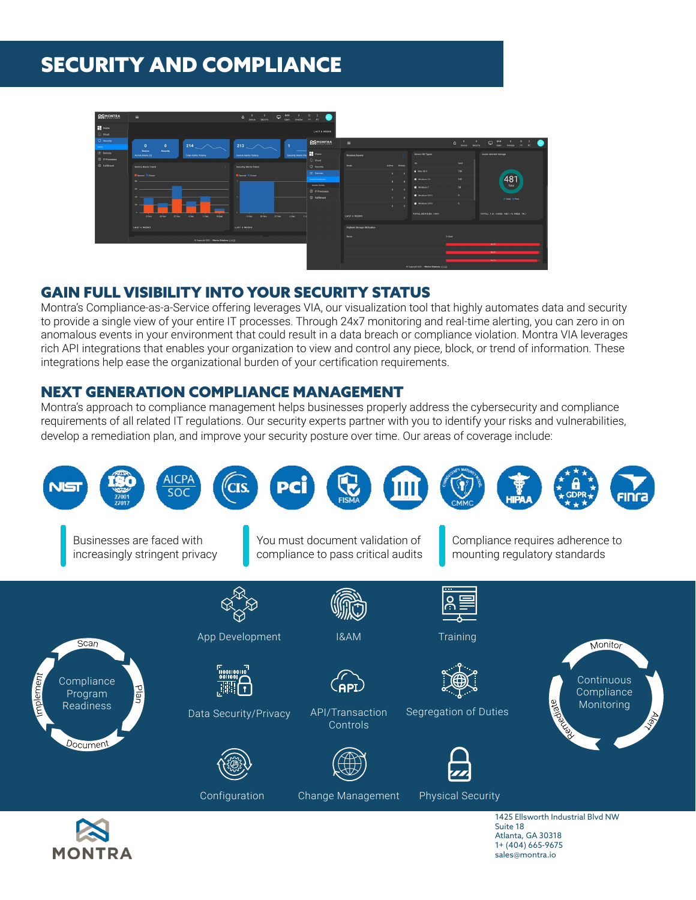# SECURITY AND COMPLIANCE

## GAIN FULL VISIBILITY INTO YOUR SECURITY STATUS

Montra's Compliance-as-a-Service offering leverages VIA, our visualization tool that highly automates data and security to provide a single view of your entire IT processes. Through 24x7 monitoring and real-time alerting, you can zero in on anomalous events in your environment that could result in a data breach or compliance violation. Montra VIA leverages rich API integrations that enables your organization to view and control any piece, block, or trend of information. These integrations help ease the organizational burden of your certification requirements.

## NEXT GENERATION COMPLIANCE MANAGEMENT

Montra's approach to compliance management helps businesses properly address the cybersecurity and compliance requirements of all related IT regulations. Our security experts partner with you to identify your risks and vulnerabilities, develop a remediation plan, and improve your security posture over time. Our areas of coverage include:

NIST · ISO 27001 27017 · AICPA SOC · CIS · PCI · FISMA · CMMC · HIPAA · GDPR · FINRA

Businesses are faced with increasingly stringent privacy

You must document validation of compliance to pass critical audits

Compliance requires adherence to mounting regulatory standards

Compliance Program Readiness: Scan, Plan, Document, Implement

- App Development
- I&AM
- Training
- Data Security/Privacy
- API/Transaction Controls
- Segregation of Duties
- Configuration
- Change Management
- Physical Security

Continuous Compliance Monitoring: Monitor, Alert, Remediate

MONTRA

1425 Ellsworth Industrial Blvd NW
Suite 18
Atlanta, GA 30318
1+ (404) 665-9675
sales@montra.io